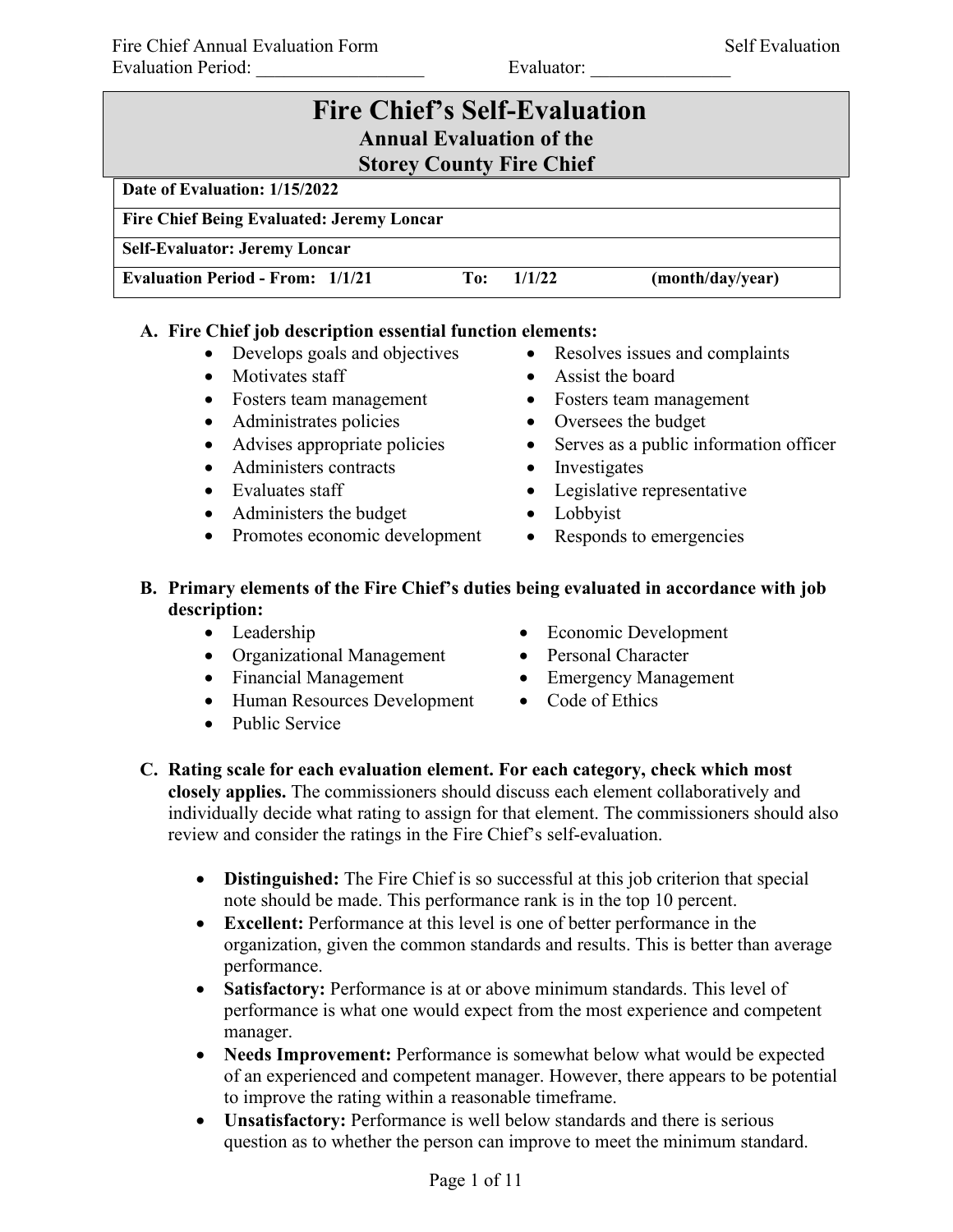Fire Chief Annual Evaluation Form — Self Evaluation

Evaluation Period: __________________ Evaluator: _______________

# Fire Chief's Self-Evaluation

## Annual Evaluation of the Storey County Fire Chief

| **Date of Evaluation: 1/15/2022** | | |
|---|---|---|
| **Fire Chief Being Evaluated: Jeremy Loncar** | | |
| **Self-Evaluator: Jeremy Loncar** | | |
| **Evaluation Period - From: 1/1/21** | **To: 1/1/22** | **(month/day/year)** |

**A. Fire Chief job description essential function elements:**

- Develops goals and objectives
- Motivates staff
- Fosters team management
- Administrates policies
- Advises appropriate policies
- Administers contracts
- Evaluates staff
- Administers the budget
- Promotes economic development
- Resolves issues and complaints
- Assist the board
- Fosters team management
- Oversees the budget
- Serves as a public information officer
- Investigates
- Legislative representative
- Lobbyist
- Responds to emergencies

**B. Primary elements of the Fire Chief's duties being evaluated in accordance with job description:**

- Leadership
- Organizational Management
- Financial Management
- Human Resources Development
- Public Service
- Economic Development
- Personal Character
- Emergency Management
- Code of Ethics

**C. Rating scale for each evaluation element. For each category, check which most closely applies.** The commissioners should discuss each element collaboratively and individually decide what rating to assign for that element. The commissioners should also review and consider the ratings in the Fire Chief's self-evaluation.

- **Distinguished:** The Fire Chief is so successful at this job criterion that special note should be made. This performance rank is in the top 10 percent.
- **Excellent:** Performance at this level is one of better performance in the organization, given the common standards and results. This is better than average performance.
- **Satisfactory:** Performance is at or above minimum standards. This level of performance is what one would expect from the most experience and competent manager.
- **Needs Improvement:** Performance is somewhat below what would be expected of an experienced and competent manager. However, there appears to be potential to improve the rating within a reasonable timeframe.
- **Unsatisfactory:** Performance is well below standards and there is serious question as to whether the person can improve to meet the minimum standard.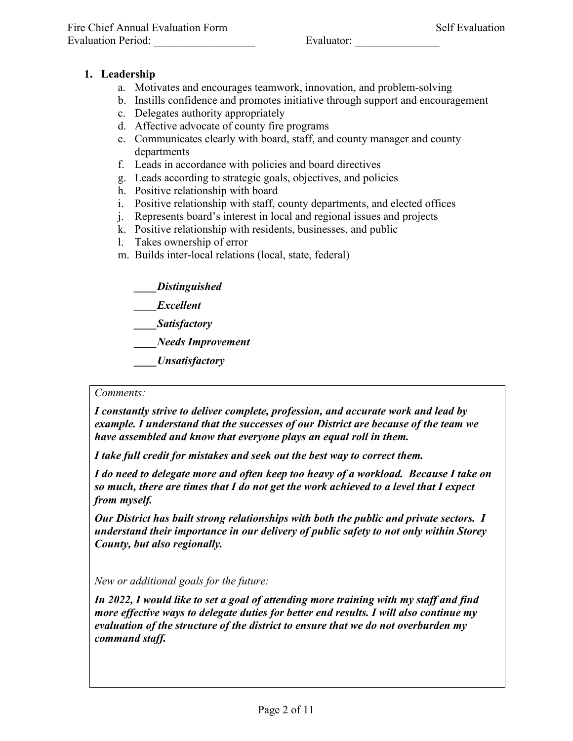## 1. Leadership

a. Motivates and encourages teamwork, innovation, and problem-solving
b. Instills confidence and promotes initiative through support and encouragement
c. Delegates authority appropriately
d. Affective advocate of county fire programs
e. Communicates clearly with board, staff, and county manager and county departments
f. Leads in accordance with policies and board directives
g. Leads according to strategic goals, objectives, and policies
h. Positive relationship with board
i. Positive relationship with staff, county departments, and elected offices
j. Represents board's interest in local and regional issues and projects
k. Positive relationship with residents, businesses, and public
l. Takes ownership of error
m. Builds inter-local relations (local, state, federal)

____***Distinguished***

____***Excellent***

____***Satisfactory***

____***Needs Improvement***

____***Unsatisfactory***

*Comments:*

***I constantly strive to deliver complete, profession, and accurate work and lead by example. I understand that the successes of our District are because of the team we have assembled and know that everyone plays an equal roll in them.***

***I take full credit for mistakes and seek out the best way to correct them.***

***I do need to delegate more and often keep too heavy of a workload. Because I take on so much, there are times that I do not get the work achieved to a level that I expect from myself.***

***Our District has built strong relationships with both the public and private sectors. I understand their importance in our delivery of public safety to not only within Storey County, but also regionally.***

*New or additional goals for the future:*

***In 2022, I would like to set a goal of attending more training with my staff and find more effective ways to delegate duties for better end results. I will also continue my evaluation of the structure of the district to ensure that we do not overburden my command staff.***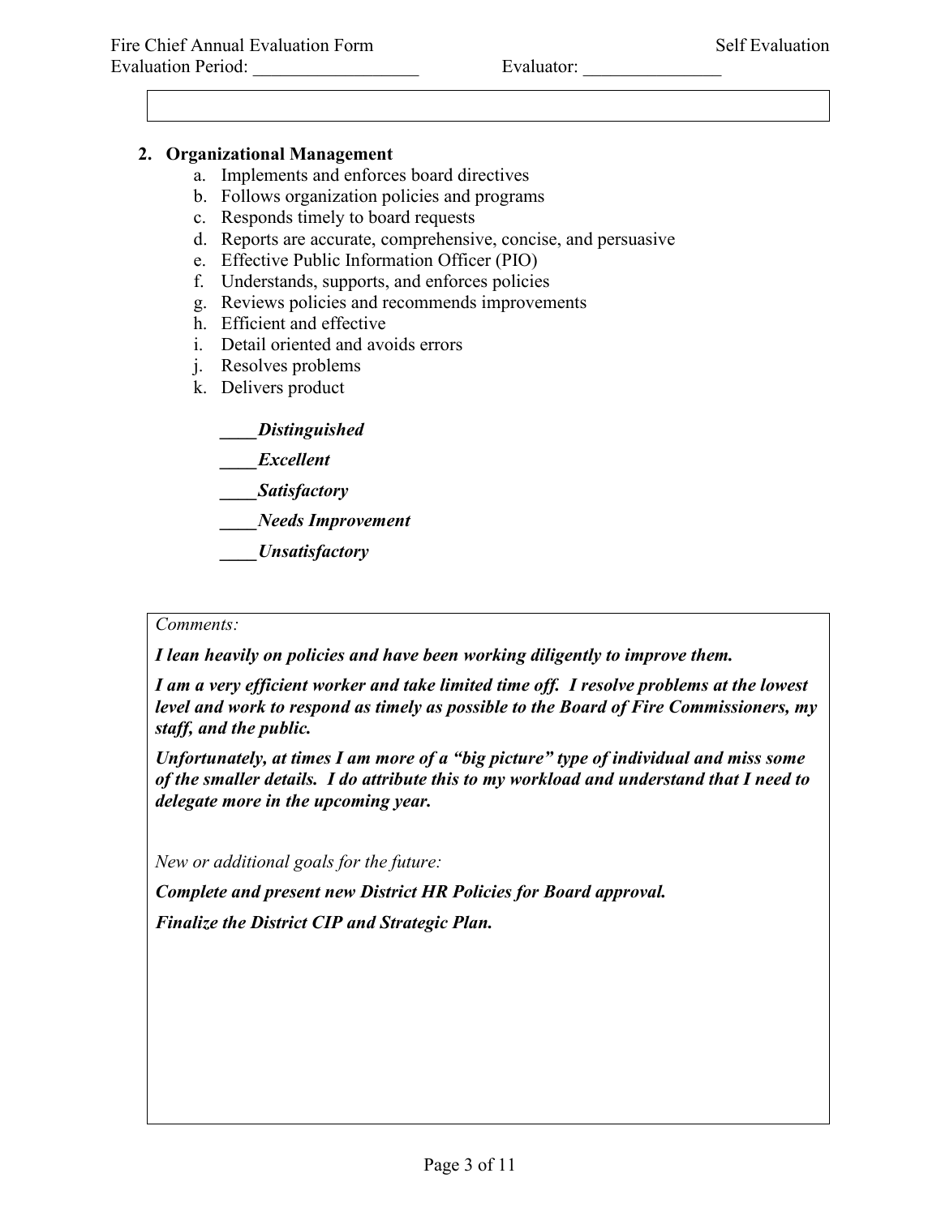## 2. Organizational Management

a. Implements and enforces board directives
b. Follows organization policies and programs
c. Responds timely to board requests
d. Reports are accurate, comprehensive, concise, and persuasive
e. Effective Public Information Officer (PIO)
f. Understands, supports, and enforces policies
g. Reviews policies and recommends improvements
h. Efficient and effective
i. Detail oriented and avoids errors
j. Resolves problems
k. Delivers product

____***Distinguished***

____***Excellent***

____***Satisfactory***

____***Needs Improvement***

____***Unsatisfactory***

*Comments:*

***I lean heavily on policies and have been working diligently to improve them.***

***I am a very efficient worker and take limited time off. I resolve problems at the lowest level and work to respond as timely as possible to the Board of Fire Commissioners, my staff, and the public.***

***Unfortunately, at times I am more of a "big picture" type of individual and miss some of the smaller details. I do attribute this to my workload and understand that I need to delegate more in the upcoming year.***

*New or additional goals for the future:*

***Complete and present new District HR Policies for Board approval.***

***Finalize the District CIP and Strategic Plan.***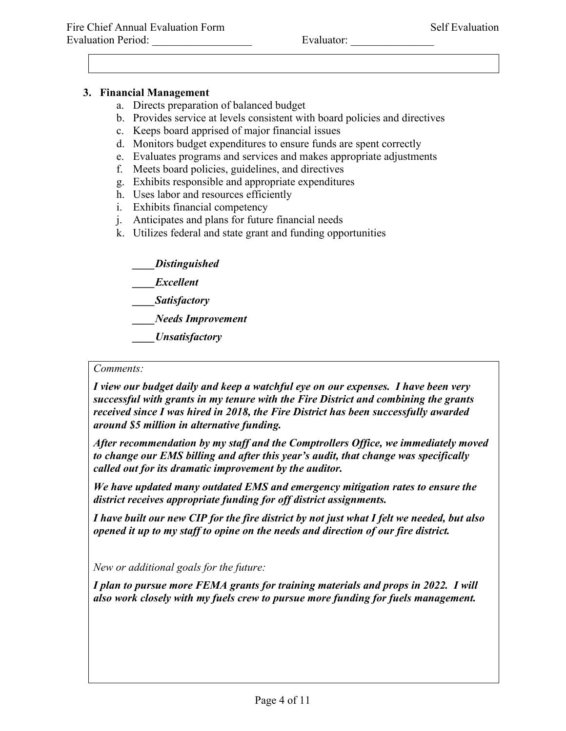### 3. Financial Management

a. Directs preparation of balanced budget
b. Provides service at levels consistent with board policies and directives
c. Keeps board apprised of major financial issues
d. Monitors budget expenditures to ensure funds are spent correctly
e. Evaluates programs and services and makes appropriate adjustments
f. Meets board policies, guidelines, and directives
g. Exhibits responsible and appropriate expenditures
h. Uses labor and resources efficiently
i. Exhibits financial competency
j. Anticipates and plans for future financial needs
k. Utilizes federal and state grant and funding opportunities

____*Distinguished*

____*Excellent*

____*Satisfactory*

____*Needs Improvement*

____*Unsatisfactory*

*Comments:*

***I view our budget daily and keep a watchful eye on our expenses. I have been very successful with grants in my tenure with the Fire District and combining the grants received since I was hired in 2018, the Fire District has been successfully awarded around $5 million in alternative funding.***

***After recommendation by my staff and the Comptrollers Office, we immediately moved to change our EMS billing and after this year's audit, that change was specifically called out for its dramatic improvement by the auditor.***

***We have updated many outdated EMS and emergency mitigation rates to ensure the district receives appropriate funding for off district assignments.***

***I have built our new CIP for the fire district by not just what I felt we needed, but also opened it up to my staff to opine on the needs and direction of our fire district.***

*New or additional goals for the future:*

***I plan to pursue more FEMA grants for training materials and props in 2022. I will also work closely with my fuels crew to pursue more funding for fuels management.***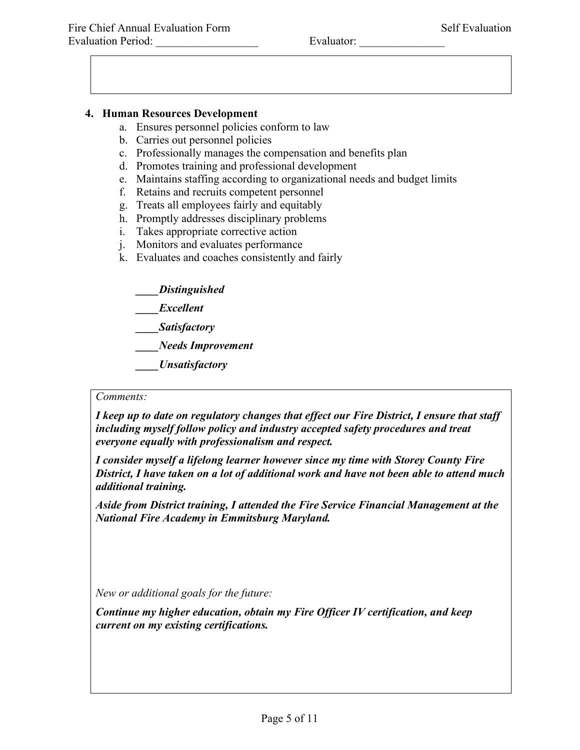**4. Human Resources Development**

a. Ensures personnel policies conform to law
b. Carries out personnel policies
c. Professionally manages the compensation and benefits plan
d. Promotes training and professional development
e. Maintains staffing according to organizational needs and budget limits
f. Retains and recruits competent personnel
g. Treats all employees fairly and equitably
h. Promptly addresses disciplinary problems
i. Takes appropriate corrective action
j. Monitors and evaluates performance
k. Evaluates and coaches consistently and fairly

____***Distinguished***

____***Excellent***

____***Satisfactory***

____***Needs Improvement***

____***Unsatisfactory***

*Comments:*

***I keep up to date on regulatory changes that effect our Fire District, I ensure that staff including myself follow policy and industry accepted safety procedures and treat everyone equally with professionalism and respect.***

***I consider myself a lifelong learner however since my time with Storey County Fire District, I have taken on a lot of additional work and have not been able to attend much additional training.***

***Aside from District training, I attended the Fire Service Financial Management at the National Fire Academy in Emmitsburg Maryland.***

*New or additional goals for the future:*

***Continue my higher education, obtain my Fire Officer IV certification, and keep current on my existing certifications.***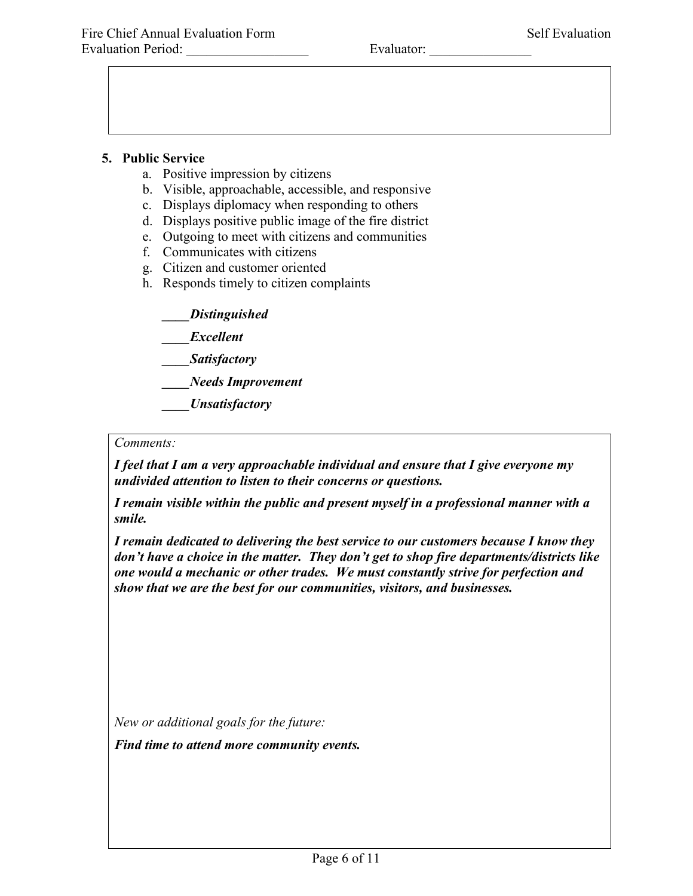**5. Public Service**

a. Positive impression by citizens
b. Visible, approachable, accessible, and responsive
c. Displays diplomacy when responding to others
d. Displays positive public image of the fire district
e. Outgoing to meet with citizens and communities
f. Communicates with citizens
g. Citizen and customer oriented
h. Responds timely to citizen complaints

____***Distinguished***

____***Excellent***

____***Satisfactory***

____***Needs Improvement***

____***Unsatisfactory***

*Comments:*

***I feel that I am a very approachable individual and ensure that I give everyone my undivided attention to listen to their concerns or questions.***

***I remain visible within the public and present myself in a professional manner with a smile.***

***I remain dedicated to delivering the best service to our customers because I know they don't have a choice in the matter. They don't get to shop fire departments/districts like one would a mechanic or other trades. We must constantly strive for perfection and show that we are the best for our communities, visitors, and businesses.***

*New or additional goals for the future:*

***Find time to attend more community events.***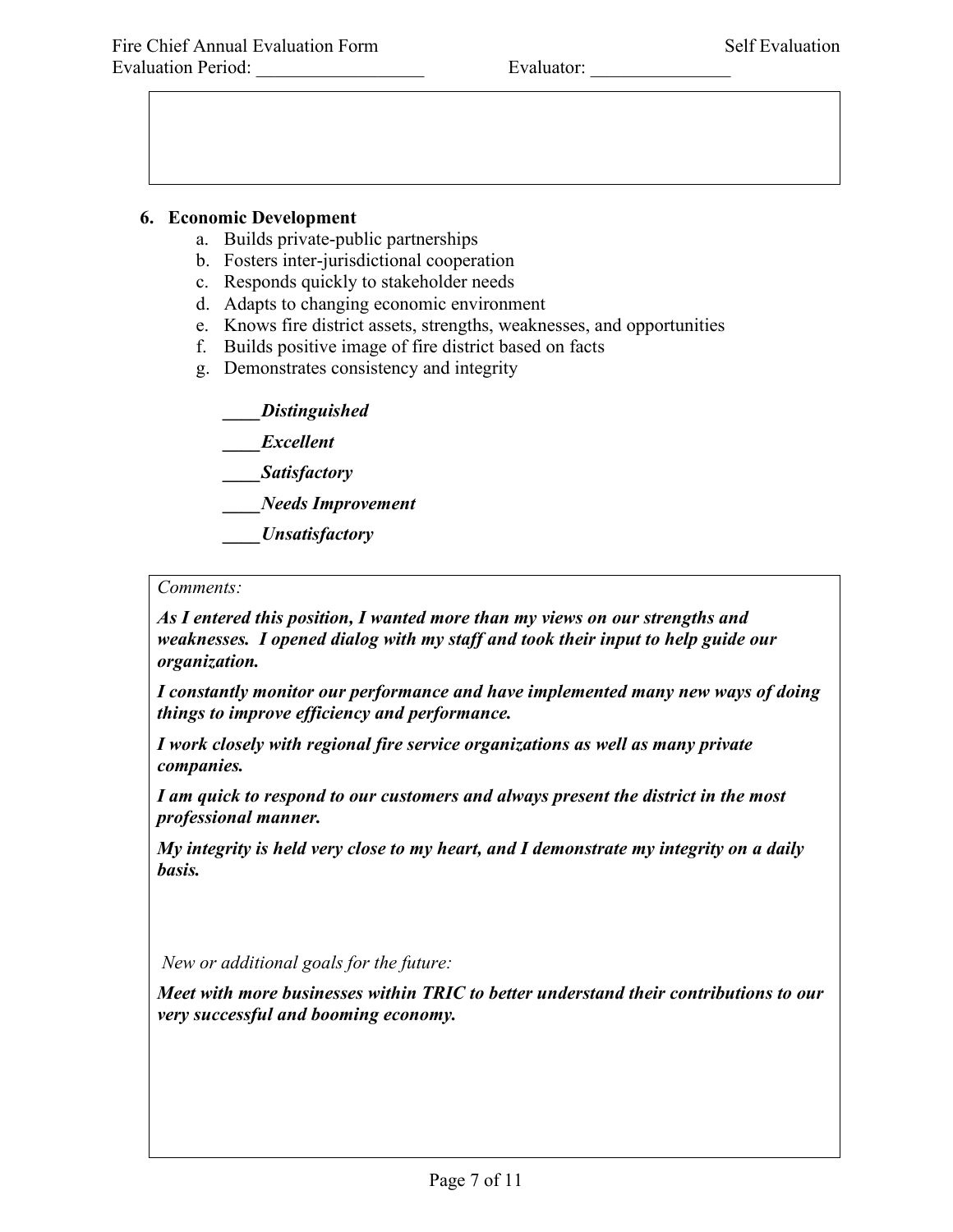## 6. Economic Development

a. Builds private-public partnerships
b. Fosters inter-jurisdictional cooperation
c. Responds quickly to stakeholder needs
d. Adapts to changing economic environment
e. Knows fire district assets, strengths, weaknesses, and opportunities
f. Builds positive image of fire district based on facts
g. Demonstrates consistency and integrity

***____Distinguished***

***____Excellent***

***____Satisfactory***

***____Needs Improvement***

***____Unsatisfactory***

*Comments:*

***As I entered this position, I wanted more than my views on our strengths and weaknesses. I opened dialog with my staff and took their input to help guide our organization.***

***I constantly monitor our performance and have implemented many new ways of doing things to improve efficiency and performance.***

***I work closely with regional fire service organizations as well as many private companies.***

***I am quick to respond to our customers and always present the district in the most professional manner.***

***My integrity is held very close to my heart, and I demonstrate my integrity on a daily basis.***

*New or additional goals for the future:*

***Meet with more businesses within TRIC to better understand their contributions to our very successful and booming economy.***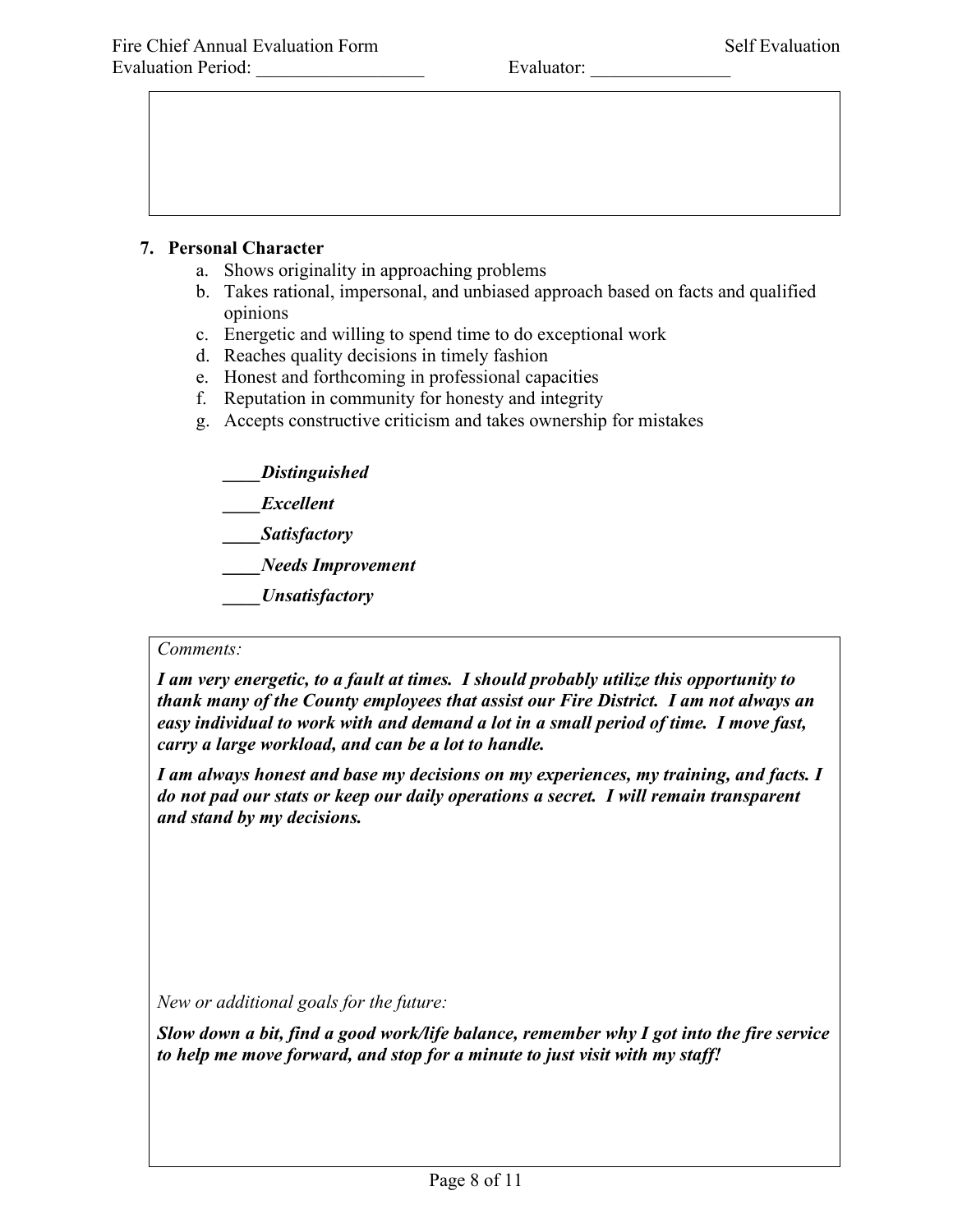**7. Personal Character**

a. Shows originality in approaching problems
b. Takes rational, impersonal, and unbiased approach based on facts and qualified opinions
c. Energetic and willing to spend time to do exceptional work
d. Reaches quality decisions in timely fashion
e. Honest and forthcoming in professional capacities
f. Reputation in community for honesty and integrity
g. Accepts constructive criticism and takes ownership for mistakes

____***Distinguished***

____***Excellent***

____***Satisfactory***

____***Needs Improvement***

____***Unsatisfactory***

*Comments:*

***I am very energetic, to a fault at times. I should probably utilize this opportunity to thank many of the County employees that assist our Fire District. I am not always an easy individual to work with and demand a lot in a small period of time. I move fast, carry a large workload, and can be a lot to handle.***

***I am always honest and base my decisions on my experiences, my training, and facts. I do not pad our stats or keep our daily operations a secret. I will remain transparent and stand by my decisions.***

*New or additional goals for the future:*

***Slow down a bit, find a good work/life balance, remember why I got into the fire service to help me move forward, and stop for a minute to just visit with my staff!***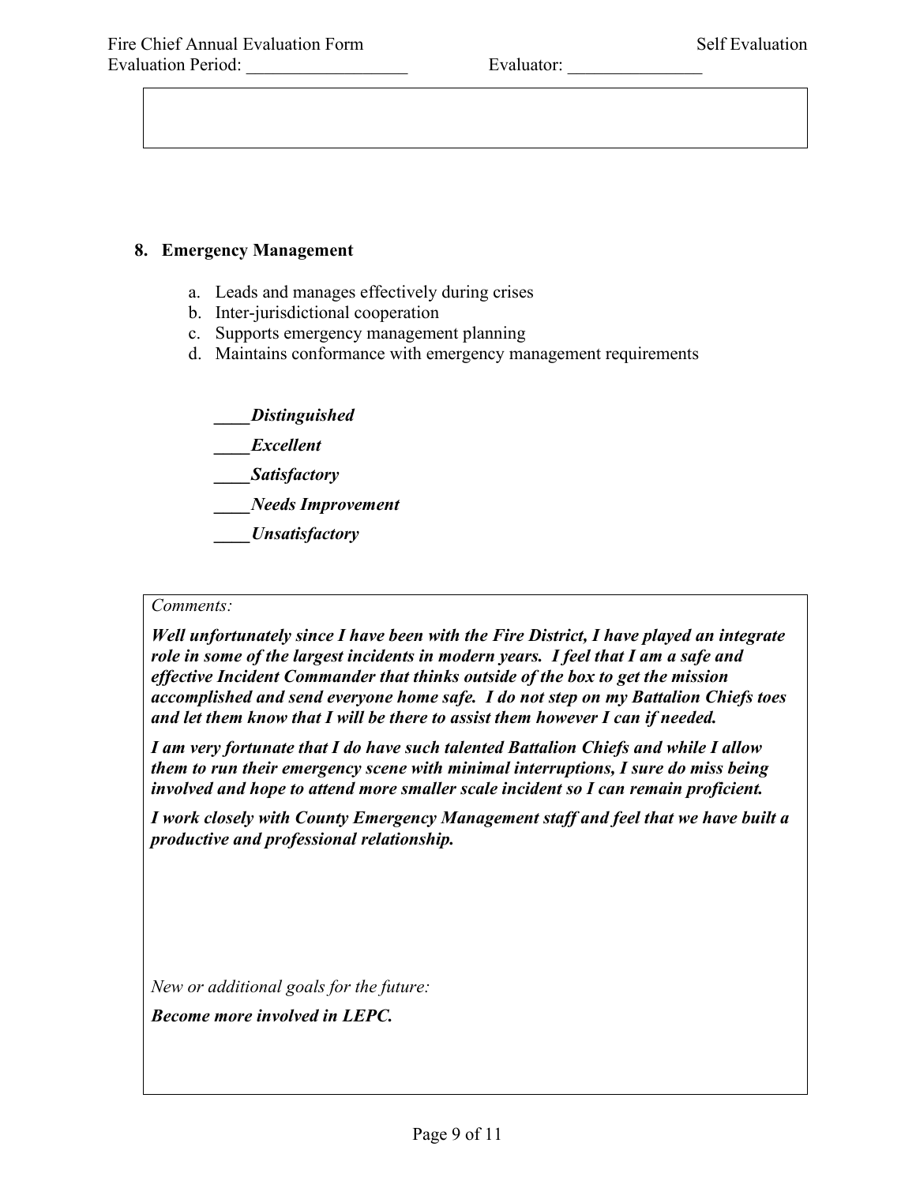### 8. Emergency Management

a. Leads and manages effectively during crises
b. Inter-jurisdictional cooperation
c. Supports emergency management planning
d. Maintains conformance with emergency management requirements

____***Distinguished***

____***Excellent***

____***Satisfactory***

____***Needs Improvement***

____***Unsatisfactory***

*Comments:*

***Well unfortunately since I have been with the Fire District, I have played an integrate role in some of the largest incidents in modern years. I feel that I am a safe and effective Incident Commander that thinks outside of the box to get the mission accomplished and send everyone home safe. I do not step on my Battalion Chiefs toes and let them know that I will be there to assist them however I can if needed.***

***I am very fortunate that I do have such talented Battalion Chiefs and while I allow them to run their emergency scene with minimal interruptions, I sure do miss being involved and hope to attend more smaller scale incident so I can remain proficient.***

***I work closely with County Emergency Management staff and feel that we have built a productive and professional relationship.***

*New or additional goals for the future:*

***Become more involved in LEPC.***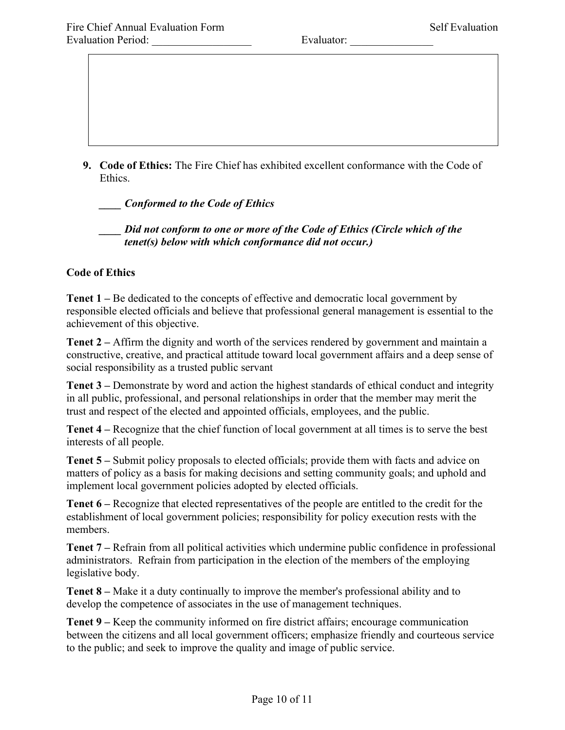9. **Code of Ethics:** The Fire Chief has exhibited excellent conformance with the Code of Ethics.

   **____ *Conformed to the Code of Ethics***

   **____ *Did not conform to one or more of the Code of Ethics (Circle which of the tenet(s) below with which conformance did not occur.)***

**Code of Ethics**

**Tenet 1 –** Be dedicated to the concepts of effective and democratic local government by responsible elected officials and believe that professional general management is essential to the achievement of this objective.

**Tenet 2 –** Affirm the dignity and worth of the services rendered by government and maintain a constructive, creative, and practical attitude toward local government affairs and a deep sense of social responsibility as a trusted public servant

**Tenet 3 –** Demonstrate by word and action the highest standards of ethical conduct and integrity in all public, professional, and personal relationships in order that the member may merit the trust and respect of the elected and appointed officials, employees, and the public.

**Tenet 4 –** Recognize that the chief function of local government at all times is to serve the best interests of all people.

**Tenet 5 –** Submit policy proposals to elected officials; provide them with facts and advice on matters of policy as a basis for making decisions and setting community goals; and uphold and implement local government policies adopted by elected officials.

**Tenet 6 –** Recognize that elected representatives of the people are entitled to the credit for the establishment of local government policies; responsibility for policy execution rests with the members.

**Tenet 7 –** Refrain from all political activities which undermine public confidence in professional administrators. Refrain from participation in the election of the members of the employing legislative body.

**Tenet 8 –** Make it a duty continually to improve the member's professional ability and to develop the competence of associates in the use of management techniques.

**Tenet 9 –** Keep the community informed on fire district affairs; encourage communication between the citizens and all local government officers; emphasize friendly and courteous service to the public; and seek to improve the quality and image of public service.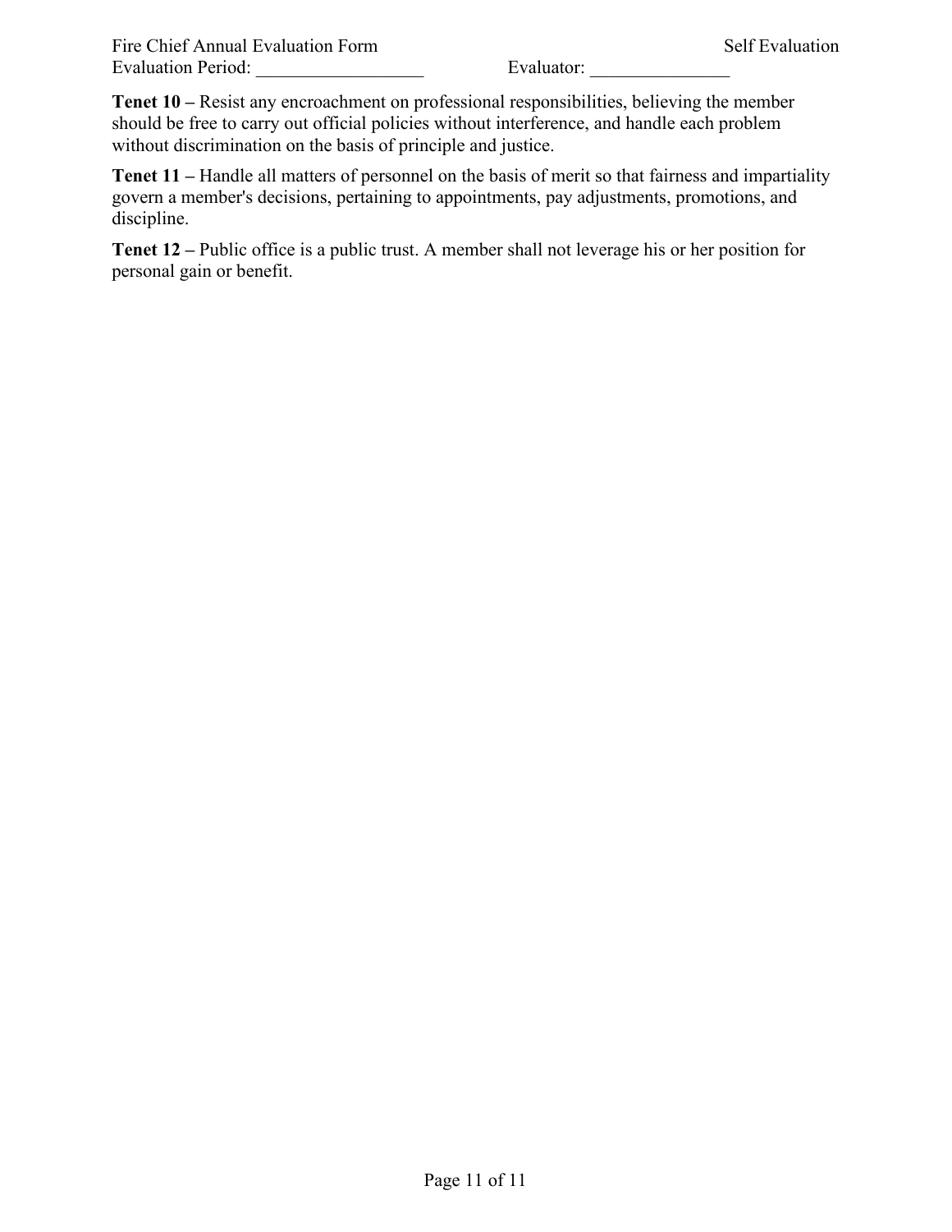**Tenet 10 –** Resist any encroachment on professional responsibilities, believing the member should be free to carry out official policies without interference, and handle each problem without discrimination on the basis of principle and justice.

**Tenet 11 –** Handle all matters of personnel on the basis of merit so that fairness and impartiality govern a member's decisions, pertaining to appointments, pay adjustments, promotions, and discipline.

**Tenet 12 –** Public office is a public trust. A member shall not leverage his or her position for personal gain or benefit.